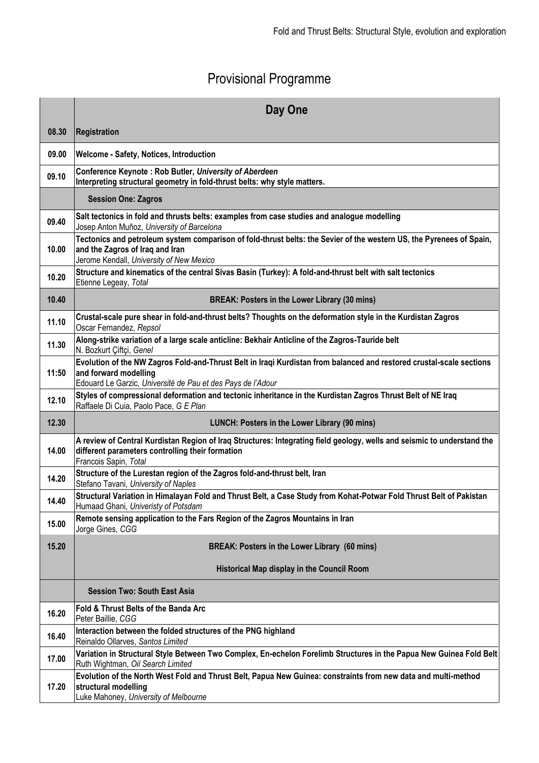# Provisional Programme

| | Day One |
|---|---|
| 08.30 | **Registration** |
| 09.00 | **Welcome - Safety, Notices, Introduction** |
| 09.10 | **Conference Keynote : Rob Butler, *University of Aberdeen*** <br> **Interpreting structural geometry in fold-thrust belts: why style matters.** |
| | **Session One: Zagros** |
| 09.40 | **Salt tectonics in fold and thrusts belts: examples from case studies and analogue modelling** <br> Josep Anton Muñoz, *University of Barcelona* |
| 10.00 | **Tectonics and petroleum system comparison of fold-thrust belts: the Sevier of the western US, the Pyrenees of Spain, and the Zagros of Iraq and Iran** <br> Jerome Kendall, *University of New Mexico* |
| 10.20 | **Structure and kinematics of the central Sivas Basin (Turkey): A fold-and-thrust belt with salt tectonics** <br> Etienne Legeay, *Total* |
| 10.40 | **BREAK: Posters in the Lower Library (30 mins)** |
| 11.10 | **Crustal-scale pure shear in fold-and-thrust belts? Thoughts on the deformation style in the Kurdistan Zagros** <br> Oscar Fernandez, *Repsol* |
| 11.30 | **Along-strike variation of a large scale anticline: Bekhair Anticline of the Zagros-Tauride belt** <br> N. Bozkurt Çiftçi, *Genel* |
| 11:50 | **Evolution of the NW Zagros Fold-and-Thrust Belt in Iraqi Kurdistan from balanced and restored crustal-scale sections and forward modelling** <br> Edouard Le Garzic, *Université de Pau et des Pays de l'Adour* |
| 12.10 | **Styles of compressional deformation and tectonic inheritance in the Kurdistan Zagros Thrust Belt of NE Iraq** <br> Raffaele Di Cuia, Paolo Pace, *G E Plan* |
| 12.30 | **LUNCH: Posters in the Lower Library (90 mins)** |
| 14.00 | **A review of Central Kurdistan Region of Iraq Structures: Integrating field geology, wells and seismic to understand the different parameters controlling their formation** <br> Francois Sapin, *Total* |
| 14.20 | **Structure of the Lurestan region of the Zagros fold-and-thrust belt, Iran** <br> Stefano Tavani, *University of Naples* |
| 14.40 | **Structural Variation in Himalayan Fold and Thrust Belt, a Case Study from Kohat-Potwar Fold Thrust Belt of Pakistan** <br> Humaad Ghani, *Univeristy of Potsdam* |
| 15.00 | **Remote sensing application to the Fars Region of the Zagros Mountains in Iran** <br> Jorge Gines, *CGG* |
| 15.20 | **BREAK: Posters in the Lower Library (60 mins)** <br> **Historical Map display in the Council Room** |
| | **Session Two: South East Asia** |
| 16.20 | **Fold & Thrust Belts of the Banda Arc** <br> Peter Baillie, *CGG* |
| 16.40 | **Interaction between the folded structures of the PNG highland** <br> Reinaldo Ollarves, *Santos Limited* |
| 17.00 | **Variation in Structural Style Between Two Complex, En-echelon Forelimb Structures in the Papua New Guinea Fold Belt** <br> Ruth Wightman, *Oil Search Limited* |
| 17.20 | **Evolution of the North West Fold and Thrust Belt, Papua New Guinea: constraints from new data and multi-method structural modelling** <br> Luke Mahoney, *University of Melbourne* |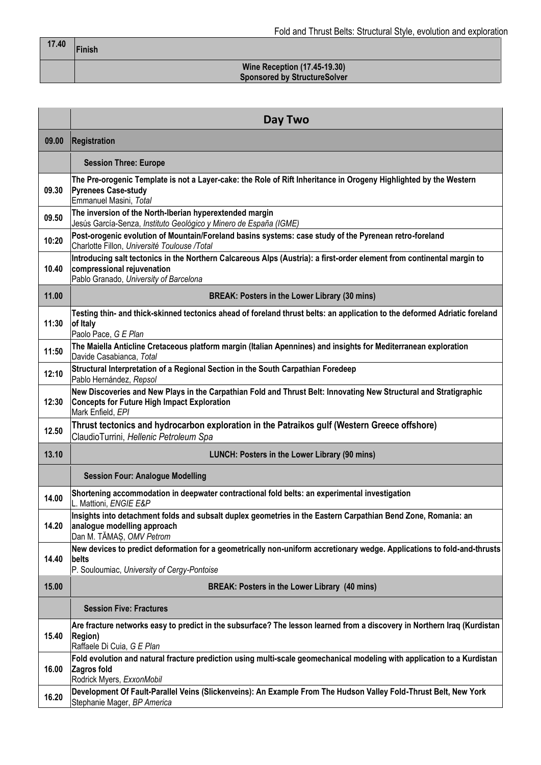| 17.40 | **Finish** |
|---|---|
| | **Wine Reception (17.45-19.30)**<br>**Sponsored by StructureSolver** |

| | **Day Two** |
|---|---|
| **09.00** | **Registration** |
| | **Session Three: Europe** |
| 09.30 | **The Pre-orogenic Template is not a Layer-cake: the Role of Rift Inheritance in Orogeny Highlighted by the Western Pyrenees Case-study**<br>Emmanuel Masini, *Total* |
| 09.50 | **The inversion of the North-Iberian hyperextended margin**<br>Jesús García-Senza, *Instituto Geológico y Minero de España (IGME)* |
| 10:20 | **Post-orogenic evolution of Mountain/Foreland basins systems: case study of the Pyrenean retro-foreland**<br>Charlotte Fillon, *Université Toulouse /Total* |
| 10.40 | **Introducing salt tectonics in the Northern Calcareous Alps (Austria): a first-order element from continental margin to compressional rejuvenation**<br>Pablo Granado, *University of Barcelona* |
| **11.00** | **BREAK: Posters in the Lower Library (30 mins)** |
| 11:30 | **Testing thin- and thick-skinned tectonics ahead of foreland thrust belts: an application to the deformed Adriatic foreland of Italy**<br>Paolo Pace, *G E Plan* |
| 11:50 | **The Maiella Anticline Cretaceous platform margin (Italian Apennines) and insights for Mediterranean exploration**<br>Davide Casabianca, *Total* |
| 12:10 | **Structural Interpretation of a Regional Section in the South Carpathian Foredeep**<br>Pablo Hernández, *Repsol* |
| 12:30 | **New Discoveries and New Plays in the Carpathian Fold and Thrust Belt: Innovating New Structural and Stratigraphic Concepts for Future High Impact Exploration**<br>Mark Enfield, *EPI* |
| 12.50 | **Thrust tectonics and hydrocarbon exploration in the Patraikos gulf (Western Greece offshore)**<br>ClaudioTurrini, *Hellenic Petroleum Spa* |
| **13.10** | **LUNCH: Posters in the Lower Library (90 mins)** |
| | **Session Four: Analogue Modelling** |
| 14.00 | **Shortening accommodation in deepwater contractional fold belts: an experimental investigation**<br>L. Mattioni, *ENGIE E&P* |
| 14.20 | **Insights into detachment folds and subsalt duplex geometries in the Eastern Carpathian Bend Zone, Romania: an analogue modelling approach**<br>Dan M. TĂMAȘ, *OMV Petrom* |
| 14.40 | **New devices to predict deformation for a geometrically non-uniform accretionary wedge. Applications to fold-and-thrusts belts**<br>P. Souloumiac, *University of Cergy-Pontoise* |
| **15.00** | **BREAK: Posters in the Lower Library (40 mins)** |
| | **Session Five: Fractures** |
| 15.40 | **Are fracture networks easy to predict in the subsurface? The lesson learned from a discovery in Northern Iraq (Kurdistan Region)**<br>Raffaele Di Cuia, *G E Plan* |
| 16.00 | **Fold evolution and natural fracture prediction using multi-scale geomechanical modeling with application to a Kurdistan Zagros fold**<br>Rodrick Myers, *ExxonMobil* |
| 16.20 | **Development Of Fault-Parallel Veins (Slickenveins): An Example From The Hudson Valley Fold-Thrust Belt, New York**<br>Stephanie Mager, *BP America* |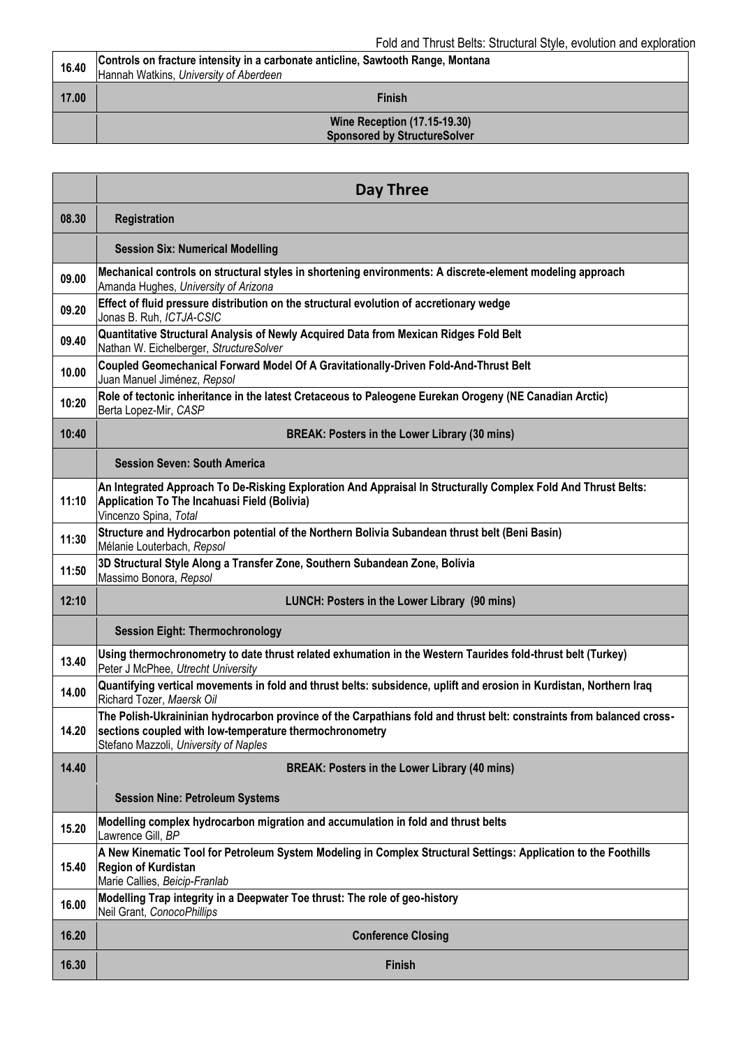| | |
|---|---|
| 16.40 | **Controls on fracture intensity in a carbonate anticline, Sawtooth Range, Montana**<br>Hannah Watkins, *University of Aberdeen* |
| 17.00 | **Finish** |
| | **Wine Reception (17.15-19.30)**<br>**Sponsored by StructureSolver** |

| | **Day Three** |
|---|---|
| 08.30 | **Registration** |
| | **Session Six: Numerical Modelling** |
| 09.00 | **Mechanical controls on structural styles in shortening environments: A discrete-element modeling approach**<br>Amanda Hughes, *University of Arizona* |
| 09.20 | **Effect of fluid pressure distribution on the structural evolution of accretionary wedge**<br>Jonas B. Ruh, *ICTJA-CSIC* |
| 09.40 | **Quantitative Structural Analysis of Newly Acquired Data from Mexican Ridges Fold Belt**<br>Nathan W. Eichelberger, *StructureSolver* |
| 10.00 | **Coupled Geomechanical Forward Model Of A Gravitationally-Driven Fold-And-Thrust Belt**<br>Juan Manuel Jiménez, *Repsol* |
| 10:20 | **Role of tectonic inheritance in the latest Cretaceous to Paleogene Eurekan Orogeny (NE Canadian Arctic)**<br>Berta Lopez-Mir, *CASP* |
| 10:40 | **BREAK: Posters in the Lower Library (30 mins)** |
| | **Session Seven: South America** |
| 11:10 | **An Integrated Approach To De-Risking Exploration And Appraisal In Structurally Complex Fold And Thrust Belts: Application To The Incahuasi Field (Bolivia)**<br>Vincenzo Spina, *Total* |
| 11:30 | **Structure and Hydrocarbon potential of the Northern Bolivia Subandean thrust belt (Beni Basin)**<br>Mélanie Louterbach, *Repsol* |
| 11:50 | **3D Structural Style Along a Transfer Zone, Southern Subandean Zone, Bolivia**<br>Massimo Bonora, *Repsol* |
| 12:10 | **LUNCH: Posters in the Lower Library (90 mins)** |
| | **Session Eight: Thermochronology** |
| 13.40 | **Using thermochronometry to date thrust related exhumation in the Western Taurides fold-thrust belt (Turkey)**<br>Peter J McPhee, *Utrecht University* |
| 14.00 | **Quantifying vertical movements in fold and thrust belts: subsidence, uplift and erosion in Kurdistan, Northern Iraq**<br>Richard Tozer, *Maersk Oil* |
| 14.20 | **The Polish-Ukraininian hydrocarbon province of the Carpathians fold and thrust belt: constraints from balanced cross-sections coupled with low-temperature thermochronometry**<br>Stefano Mazzoli, *University of Naples* |
| 14.40 | **BREAK: Posters in the Lower Library (40 mins)** |
| | **Session Nine: Petroleum Systems** |
| 15.20 | **Modelling complex hydrocarbon migration and accumulation in fold and thrust belts**<br>Lawrence Gill, *BP* |
| 15.40 | **A New Kinematic Tool for Petroleum System Modeling in Complex Structural Settings: Application to the Foothills Region of Kurdistan**<br>Marie Callies, *Beicip-Franlab* |
| 16.00 | **Modelling Trap integrity in a Deepwater Toe thrust: The role of geo-history**<br>Neil Grant, *ConocoPhillips* |
| 16.20 | **Conference Closing** |
| 16.30 | **Finish** |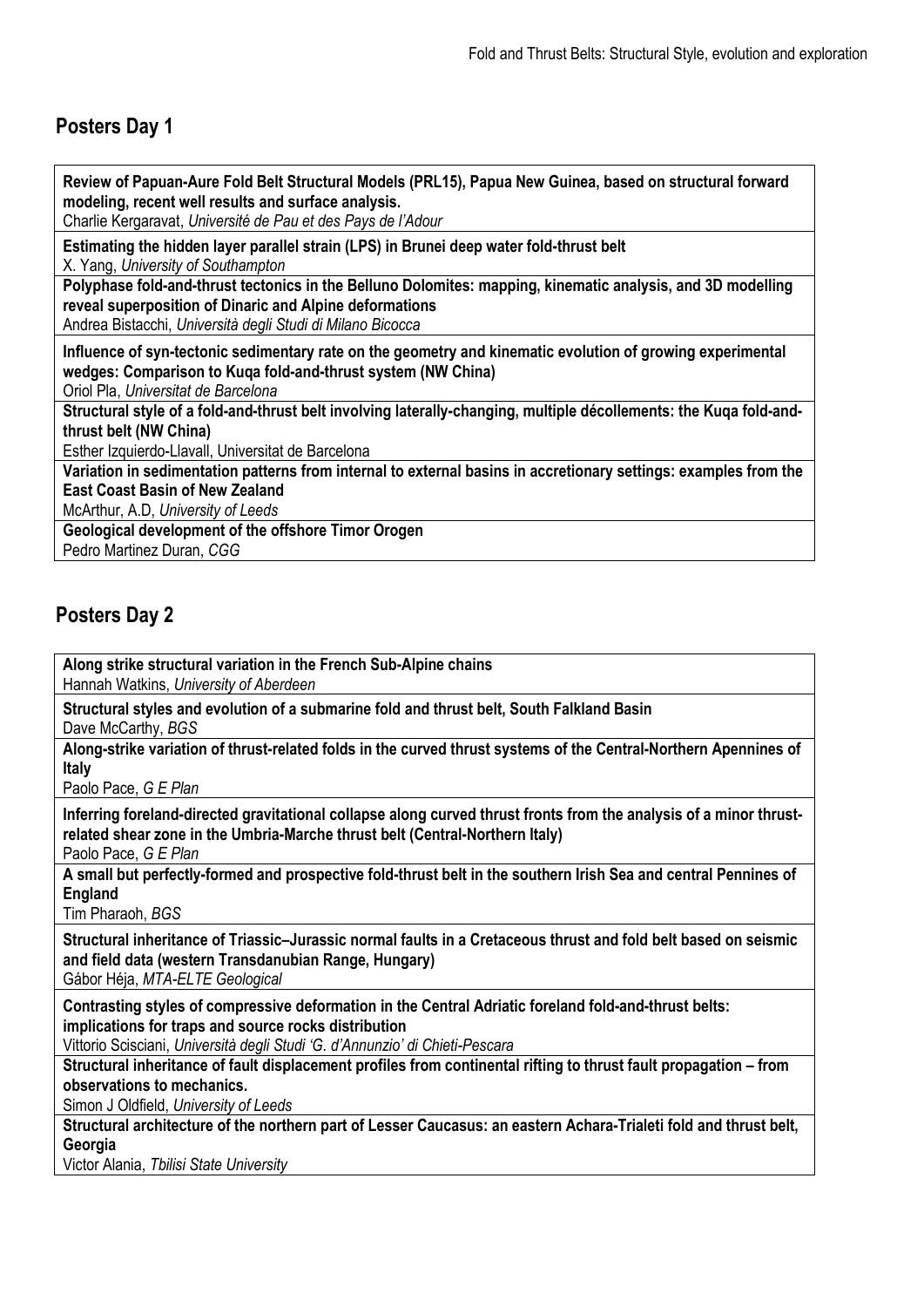## Posters Day 1

| |
|---|
| **Review of Papuan-Aure Fold Belt Structural Models (PRL15), Papua New Guinea, based on structural forward modeling, recent well results and surface analysis.**<br>Charlie Kergaravat, *Université de Pau et des Pays de l'Adour* |
| **Estimating the hidden layer parallel strain (LPS) in Brunei deep water fold-thrust belt**<br>X. Yang, *University of Southampton* |
| **Polyphase fold-and-thrust tectonics in the Belluno Dolomites: mapping, kinematic analysis, and 3D modelling reveal superposition of Dinaric and Alpine deformations**<br>Andrea Bistacchi, *Università degli Studi di Milano Bicocca* |
| **Influence of syn-tectonic sedimentary rate on the geometry and kinematic evolution of growing experimental wedges: Comparison to Kuqa fold-and-thrust system (NW China)**<br>Oriol Pla, *Universitat de Barcelona* |
| **Structural style of a fold-and-thrust belt involving laterally-changing, multiple décollements: the Kuqa fold-and-thrust belt (NW China)**<br>Esther Izquierdo-Llavall, Universitat de Barcelona |
| **Variation in sedimentation patterns from internal to external basins in accretionary settings: examples from the East Coast Basin of New Zealand**<br>McArthur, A.D, *University of Leeds* |
| **Geological development of the offshore Timor Orogen**<br>Pedro Martinez Duran, *CGG* |

## Posters Day 2

| |
|---|
| **Along strike structural variation in the French Sub-Alpine chains**<br>Hannah Watkins, *University of Aberdeen* |
| **Structural styles and evolution of a submarine fold and thrust belt, South Falkland Basin**<br>Dave McCarthy, *BGS* |
| **Along-strike variation of thrust-related folds in the curved thrust systems of the Central-Northern Apennines of Italy**<br>Paolo Pace, *G E Plan* |
| **Inferring foreland-directed gravitational collapse along curved thrust fronts from the analysis of a minor thrust-related shear zone in the Umbria-Marche thrust belt (Central-Northern Italy)**<br>Paolo Pace, *G E Plan* |
| **A small but perfectly-formed and prospective fold-thrust belt in the southern Irish Sea and central Pennines of England**<br>Tim Pharaoh, *BGS* |
| **Structural inheritance of Triassic–Jurassic normal faults in a Cretaceous thrust and fold belt based on seismic and field data (western Transdanubian Range, Hungary)**<br>Gábor Héja, *MTA-ELTE Geological* |
| **Contrasting styles of compressive deformation in the Central Adriatic foreland fold-and-thrust belts: implications for traps and source rocks distribution**<br>Vittorio Scisciani, *Università degli Studi 'G. d'Annunzio' di Chieti-Pescara* |
| **Structural inheritance of fault displacement profiles from continental rifting to thrust fault propagation – from observations to mechanics.**<br>Simon J Oldfield, *University of Leeds* |
| **Structural architecture of the northern part of Lesser Caucasus: an eastern Achara-Trialeti fold and thrust belt, Georgia**<br>Victor Alania, *Tbilisi State University* |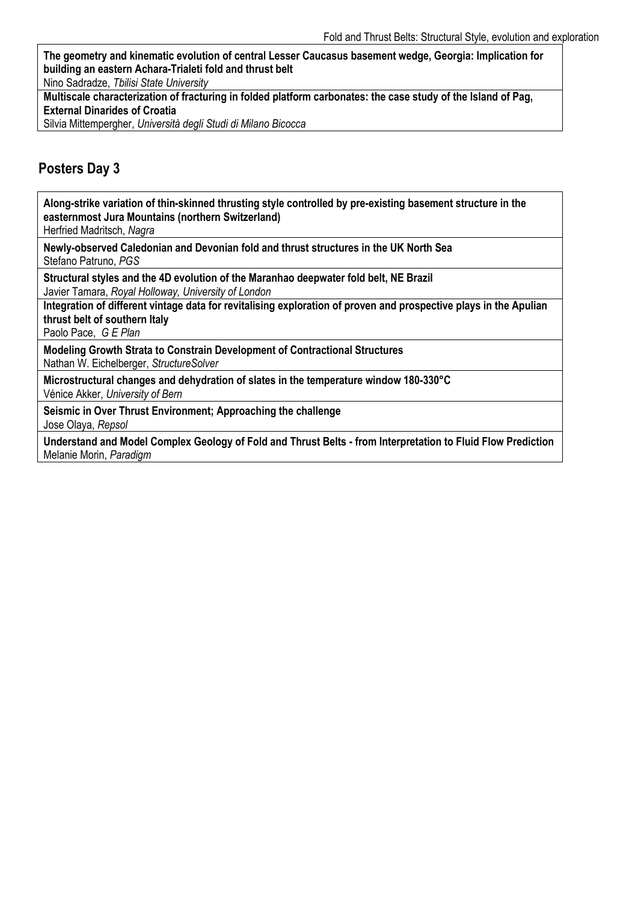**The geometry and kinematic evolution of central Lesser Caucasus basement wedge, Georgia: Implication for building an eastern Achara-Trialeti fold and thrust belt**
Nino Sadradze, *Tbilisi State University*

**Multiscale characterization of fracturing in folded platform carbonates: the case study of the Island of Pag, External Dinarides of Croatia**
Silvia Mittempergher, *Università degli Studi di Milano Bicocca*

## Posters Day 3

**Along-strike variation of thin-skinned thrusting style controlled by pre-existing basement structure in the easternmost Jura Mountains (northern Switzerland)**
Herfried Madritsch, *Nagra*

**Newly-observed Caledonian and Devonian fold and thrust structures in the UK North Sea**
Stefano Patruno, *PGS*

**Structural styles and the 4D evolution of the Maranhao deepwater fold belt, NE Brazil**
Javier Tamara, *Royal Holloway, University of London*

**Integration of different vintage data for revitalising exploration of proven and prospective plays in the Apulian thrust belt of southern Italy**
Paolo Pace, *G E Plan*

**Modeling Growth Strata to Constrain Development of Contractional Structures**
Nathan W. Eichelberger, *StructureSolver*

**Microstructural changes and dehydration of slates in the temperature window 180-330°C**
Vénice Akker, *University of Bern*

**Seismic in Over Thrust Environment; Approaching the challenge**
Jose Olaya, *Repsol*

**Understand and Model Complex Geology of Fold and Thrust Belts - from Interpretation to Fluid Flow Prediction**
Melanie Morin, *Paradigm*